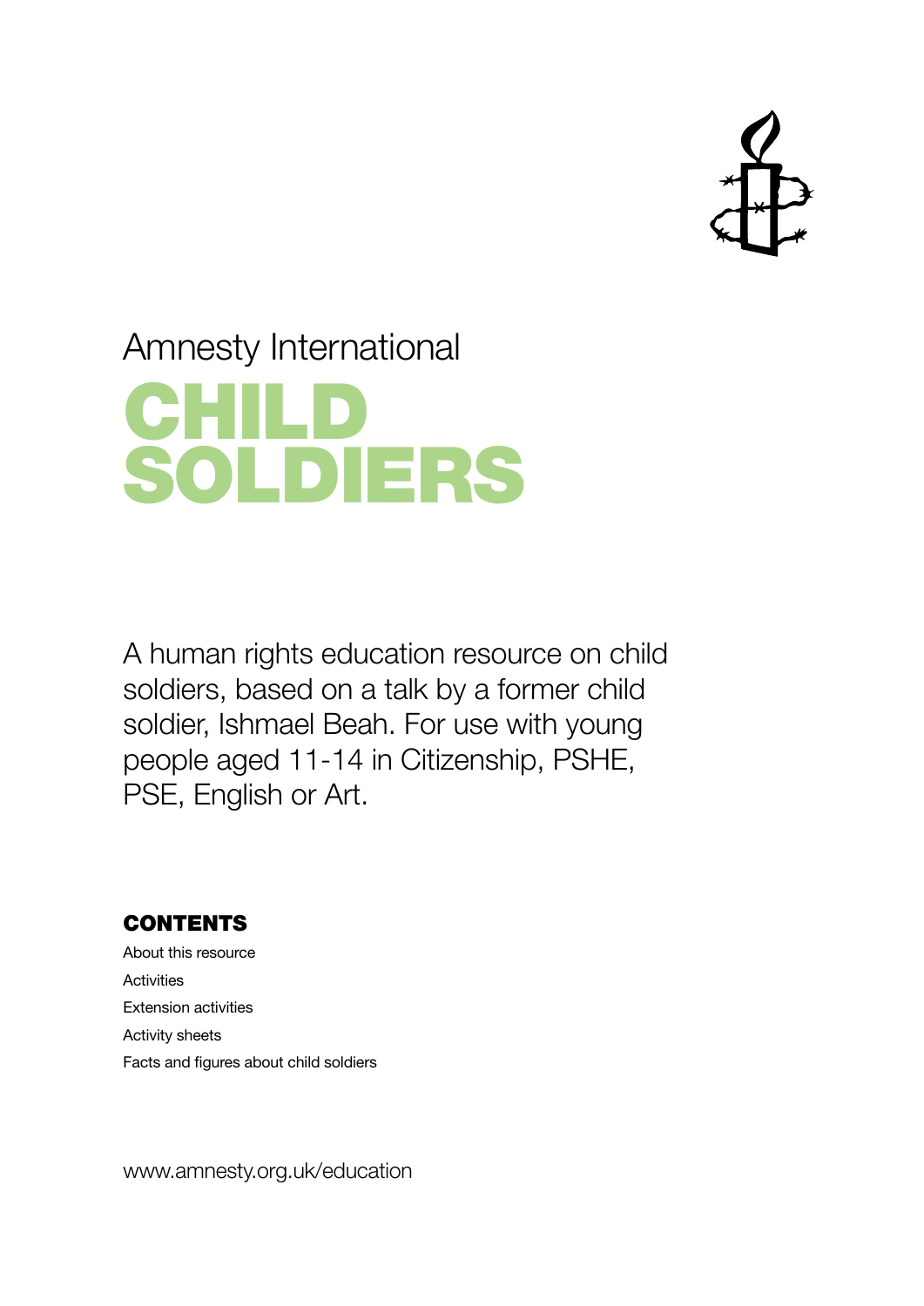Amnesty International

# CHILD SOLDIERS

A human rights education resource on child soldiers, based on a talk by a former child soldier, Ishmael Beah. For use with young people aged 11-14 in Citizenship, PSHE, PSE, English or Art.

## CONTENTS

About this resource
Activities
Extension activities
Activity sheets
Facts and figures about child soldiers

www.amnesty.org.uk/education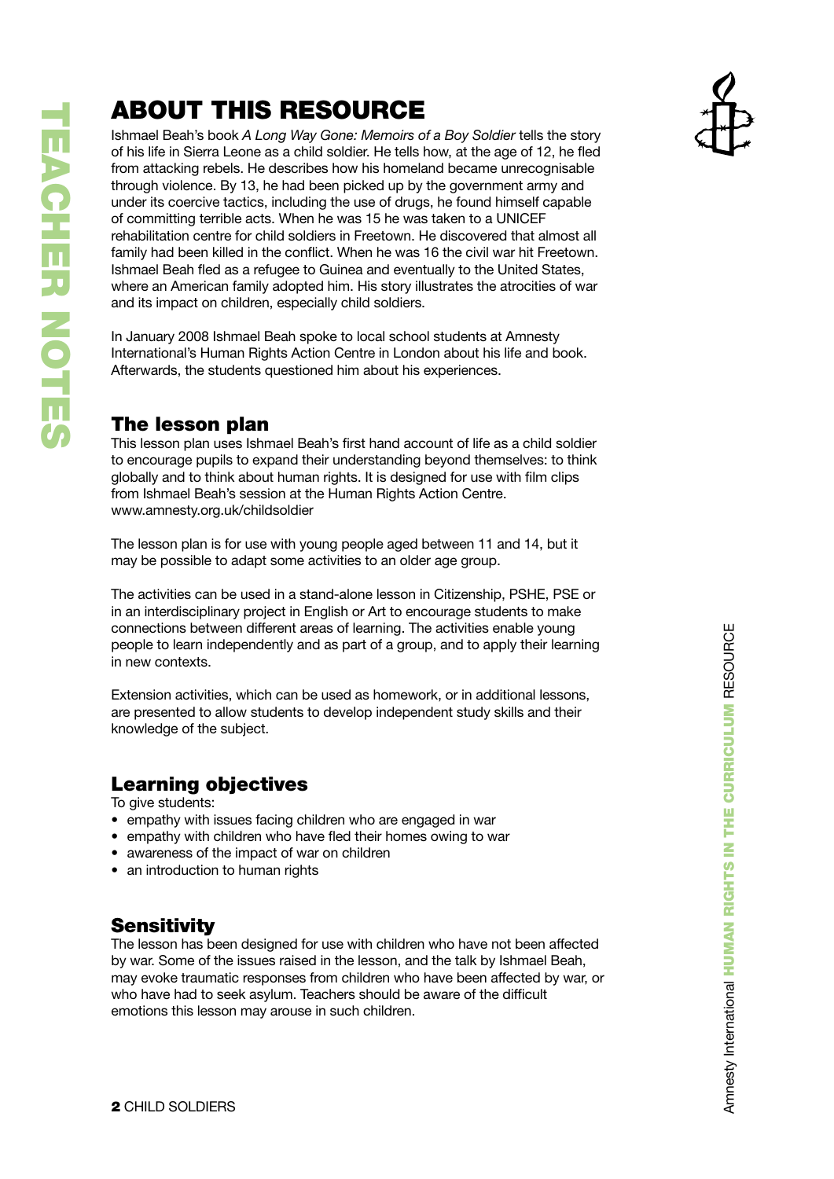# ABOUT THIS RESOURCE

Ishmael Beah's book *A Long Way Gone: Memoirs of a Boy Soldier* tells the story of his life in Sierra Leone as a child soldier. He tells how, at the age of 12, he fled from attacking rebels. He describes how his homeland became unrecognisable through violence. By 13, he had been picked up by the government army and under its coercive tactics, including the use of drugs, he found himself capable of committing terrible acts. When he was 15 he was taken to a UNICEF rehabilitation centre for child soldiers in Freetown. He discovered that almost all family had been killed in the conflict. When he was 16 the civil war hit Freetown. Ishmael Beah fled as a refugee to Guinea and eventually to the United States, where an American family adopted him. His story illustrates the atrocities of war and its impact on children, especially child soldiers.

In January 2008 Ishmael Beah spoke to local school students at Amnesty International's Human Rights Action Centre in London about his life and book. Afterwards, the students questioned him about his experiences.

## The lesson plan

This lesson plan uses Ishmael Beah's first hand account of life as a child soldier to encourage pupils to expand their understanding beyond themselves: to think globally and to think about human rights. It is designed for use with film clips from Ishmael Beah's session at the Human Rights Action Centre. www.amnesty.org.uk/childsoldier

The lesson plan is for use with young people aged between 11 and 14, but it may be possible to adapt some activities to an older age group.

The activities can be used in a stand-alone lesson in Citizenship, PSHE, PSE or in an interdisciplinary project in English or Art to encourage students to make connections between different areas of learning. The activities enable young people to learn independently and as part of a group, and to apply their learning in new contexts.

Extension activities, which can be used as homework, or in additional lessons, are presented to allow students to develop independent study skills and their knowledge of the subject.

## Learning objectives

To give students:

- empathy with issues facing children who are engaged in war
- empathy with children who have fled their homes owing to war
- awareness of the impact of war on children
- an introduction to human rights

## Sensitivity

The lesson has been designed for use with children who have not been affected by war. Some of the issues raised in the lesson, and the talk by Ishmael Beah, may evoke traumatic responses from children who have been affected by war, or who have had to seek asylum. Teachers should be aware of the difficult emotions this lesson may arouse in such children.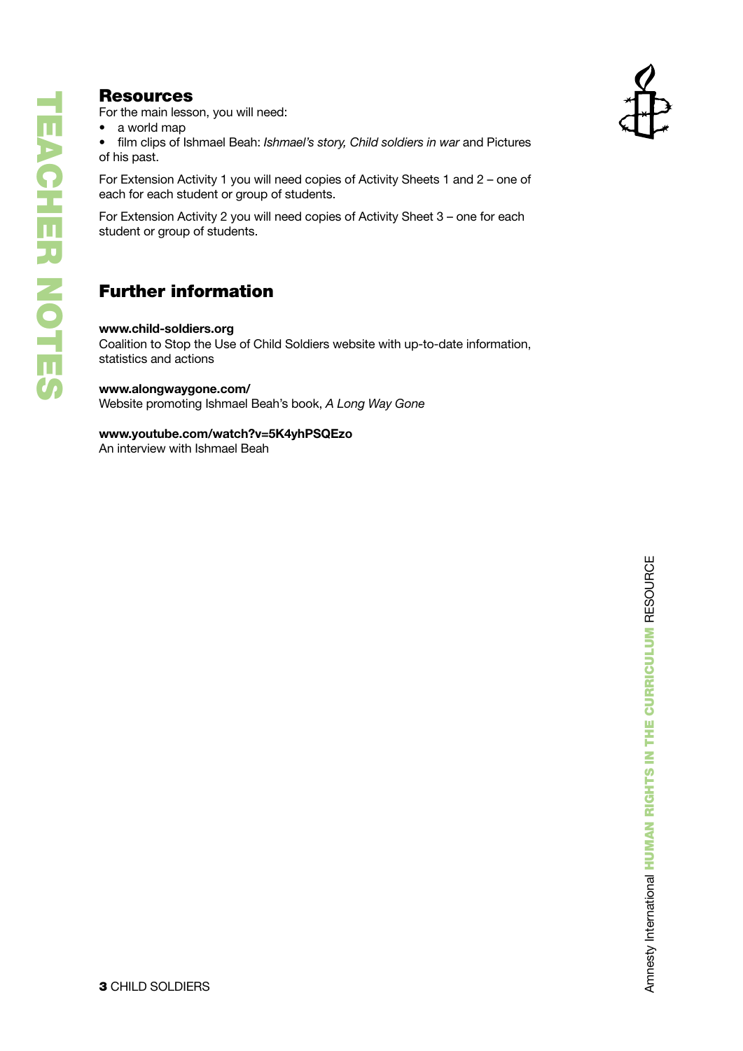## Resources

For the main lesson, you will need:

- a world map
- film clips of Ishmael Beah: *Ishmael's story, Child soldiers in war* and Pictures of his past.

For Extension Activity 1 you will need copies of Activity Sheets 1 and 2 – one of each for each student or group of students.

For Extension Activity 2 you will need copies of Activity Sheet 3 – one for each student or group of students.

## Further information

**www.child-soldiers.org**
Coalition to Stop the Use of Child Soldiers website with up-to-date information, statistics and actions

**www.alongwaygone.com/**
Website promoting Ishmael Beah's book, *A Long Way Gone*

**www.youtube.com/watch?v=5K4yhPSQEzo**
An interview with Ishmael Beah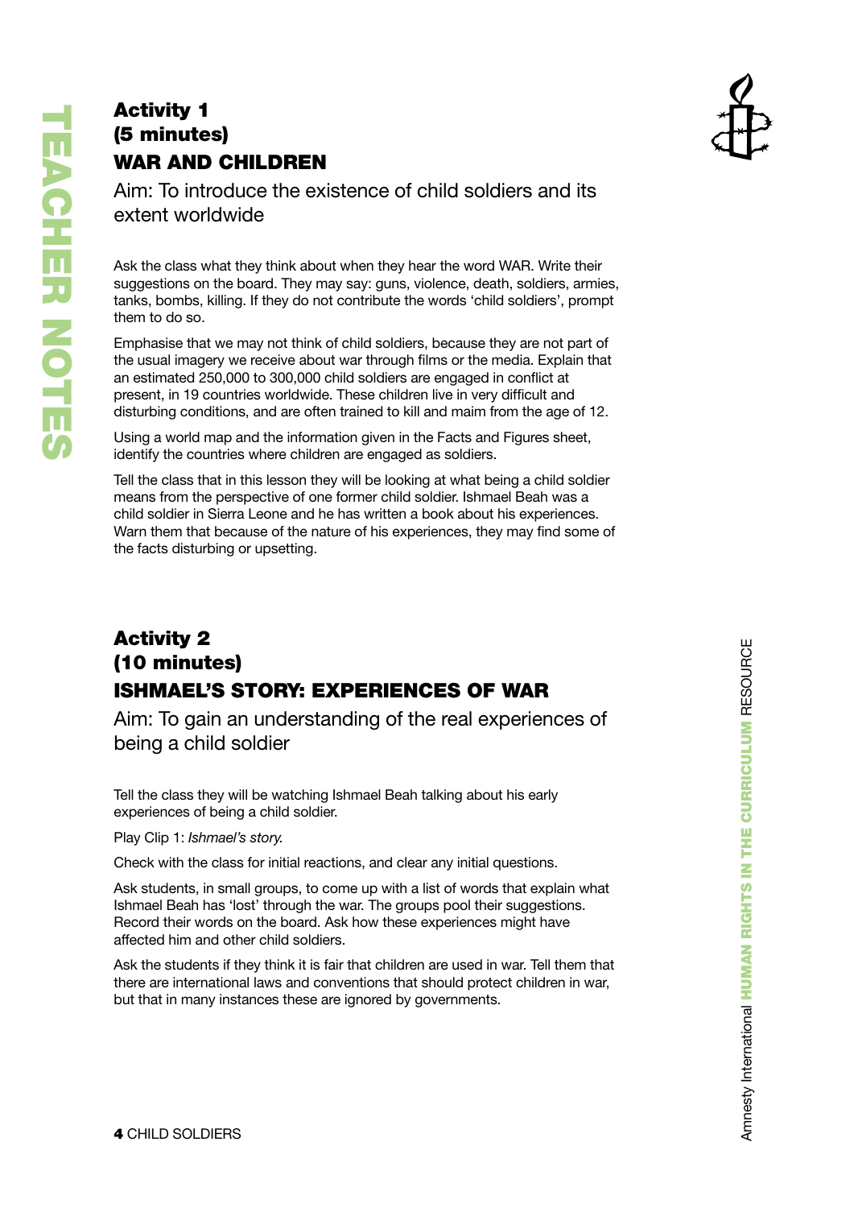## Activity 1
## (5 minutes)
## WAR AND CHILDREN

Aim: To introduce the existence of child soldiers and its extent worldwide

Ask the class what they think about when they hear the word WAR. Write their suggestions on the board. They may say: guns, violence, death, soldiers, armies, tanks, bombs, killing. If they do not contribute the words 'child soldiers', prompt them to do so.

Emphasise that we may not think of child soldiers, because they are not part of the usual imagery we receive about war through films or the media. Explain that an estimated 250,000 to 300,000 child soldiers are engaged in conflict at present, in 19 countries worldwide. These children live in very difficult and disturbing conditions, and are often trained to kill and maim from the age of 12.

Using a world map and the information given in the Facts and Figures sheet, identify the countries where children are engaged as soldiers.

Tell the class that in this lesson they will be looking at what being a child soldier means from the perspective of one former child soldier. Ishmael Beah was a child soldier in Sierra Leone and he has written a book about his experiences. Warn them that because of the nature of his experiences, they may find some of the facts disturbing or upsetting.

## Activity 2
## (10 minutes)
## ISHMAEL'S STORY: EXPERIENCES OF WAR

Aim: To gain an understanding of the real experiences of being a child soldier

Tell the class they will be watching Ishmael Beah talking about his early experiences of being a child soldier.

Play Clip 1: *Ishmael's story.*

Check with the class for initial reactions, and clear any initial questions.

Ask students, in small groups, to come up with a list of words that explain what Ishmael Beah has 'lost' through the war. The groups pool their suggestions. Record their words on the board. Ask how these experiences might have affected him and other child soldiers.

Ask the students if they think it is fair that children are used in war. Tell them that there are international laws and conventions that should protect children in war, but that in many instances these are ignored by governments.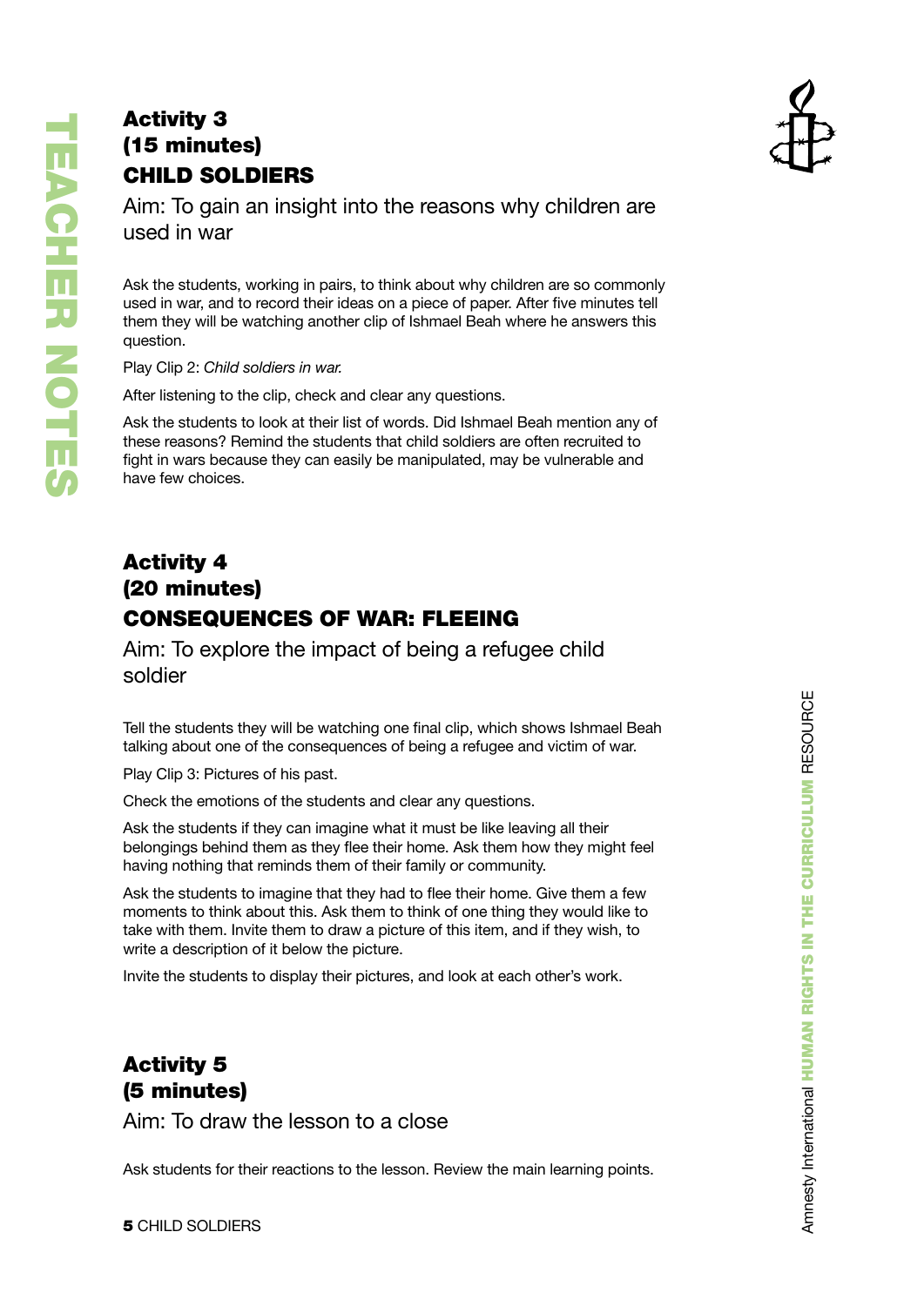## Activity 3
## (15 minutes)
## CHILD SOLDIERS

Aim: To gain an insight into the reasons why children are used in war

Ask the students, working in pairs, to think about why children are so commonly used in war, and to record their ideas on a piece of paper. After five minutes tell them they will be watching another clip of Ishmael Beah where he answers this question.

Play Clip 2: *Child soldiers in war.*

After listening to the clip, check and clear any questions.

Ask the students to look at their list of words. Did Ishmael Beah mention any of these reasons? Remind the students that child soldiers are often recruited to fight in wars because they can easily be manipulated, may be vulnerable and have few choices.

## Activity 4
## (20 minutes)
## CONSEQUENCES OF WAR: FLEEING

Aim: To explore the impact of being a refugee child soldier

Tell the students they will be watching one final clip, which shows Ishmael Beah talking about one of the consequences of being a refugee and victim of war.

Play Clip 3: Pictures of his past.

Check the emotions of the students and clear any questions.

Ask the students if they can imagine what it must be like leaving all their belongings behind them as they flee their home. Ask them how they might feel having nothing that reminds them of their family or community.

Ask the students to imagine that they had to flee their home. Give them a few moments to think about this. Ask them to think of one thing they would like to take with them. Invite them to draw a picture of this item, and if they wish, to write a description of it below the picture.

Invite the students to display their pictures, and look at each other's work.

## Activity 5
## (5 minutes)

Aim: To draw the lesson to a close

Ask students for their reactions to the lesson. Review the main learning points.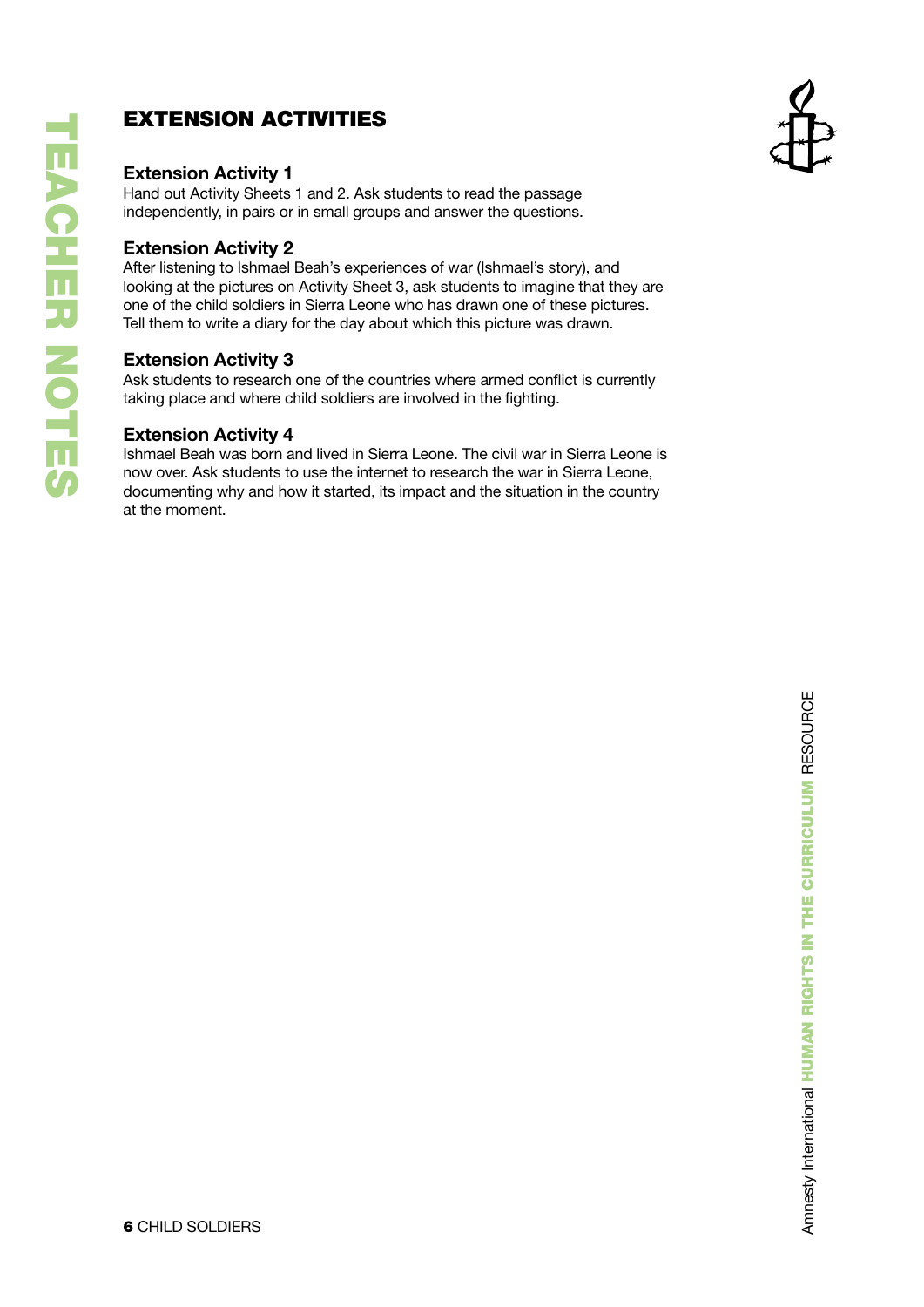## EXTENSION ACTIVITIES

### Extension Activity 1

Hand out Activity Sheets 1 and 2. Ask students to read the passage independently, in pairs or in small groups and answer the questions.

### Extension Activity 2

After listening to Ishmael Beah's experiences of war (Ishmael's story), and looking at the pictures on Activity Sheet 3, ask students to imagine that they are one of the child soldiers in Sierra Leone who has drawn one of these pictures. Tell them to write a diary for the day about which this picture was drawn.

### Extension Activity 3

Ask students to research one of the countries where armed conflict is currently taking place and where child soldiers are involved in the fighting.

### Extension Activity 4

Ishmael Beah was born and lived in Sierra Leone. The civil war in Sierra Leone is now over. Ask students to use the internet to research the war in Sierra Leone, documenting why and how it started, its impact and the situation in the country at the moment.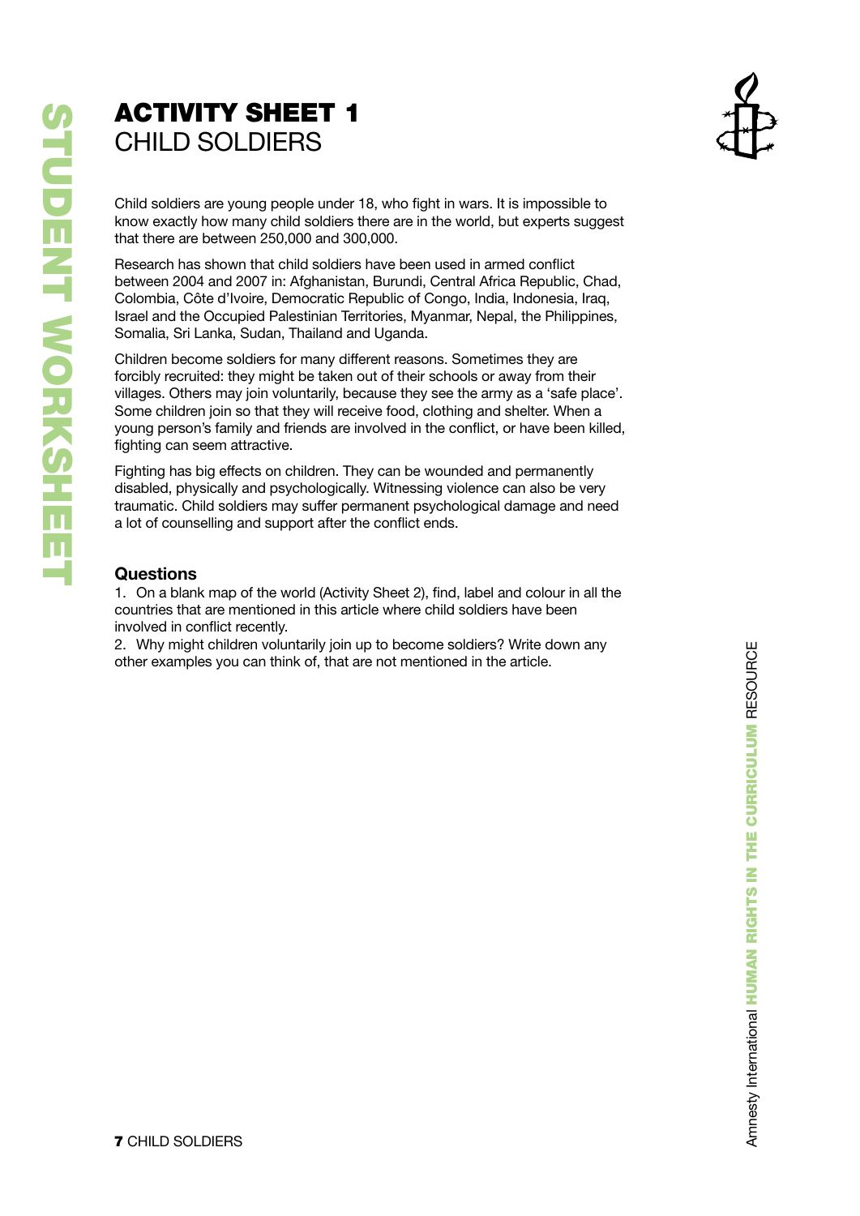# ACTIVITY SHEET 1
## CHILD SOLDIERS

Child soldiers are young people under 18, who fight in wars. It is impossible to know exactly how many child soldiers there are in the world, but experts suggest that there are between 250,000 and 300,000.

Research has shown that child soldiers have been used in armed conflict between 2004 and 2007 in: Afghanistan, Burundi, Central Africa Republic, Chad, Colombia, Côte d'Ivoire, Democratic Republic of Congo, India, Indonesia, Iraq, Israel and the Occupied Palestinian Territories, Myanmar, Nepal, the Philippines, Somalia, Sri Lanka, Sudan, Thailand and Uganda.

Children become soldiers for many different reasons. Sometimes they are forcibly recruited: they might be taken out of their schools or away from their villages. Others may join voluntarily, because they see the army as a 'safe place'. Some children join so that they will receive food, clothing and shelter. When a young person's family and friends are involved in the conflict, or have been killed, fighting can seem attractive.

Fighting has big effects on children. They can be wounded and permanently disabled, physically and psychologically. Witnessing violence can also be very traumatic. Child soldiers may suffer permanent psychological damage and need a lot of counselling and support after the conflict ends.

### Questions

1. On a blank map of the world (Activity Sheet 2), find, label and colour in all the countries that are mentioned in this article where child soldiers have been involved in conflict recently.
2. Why might children voluntarily join up to become soldiers? Write down any other examples you can think of, that are not mentioned in the article.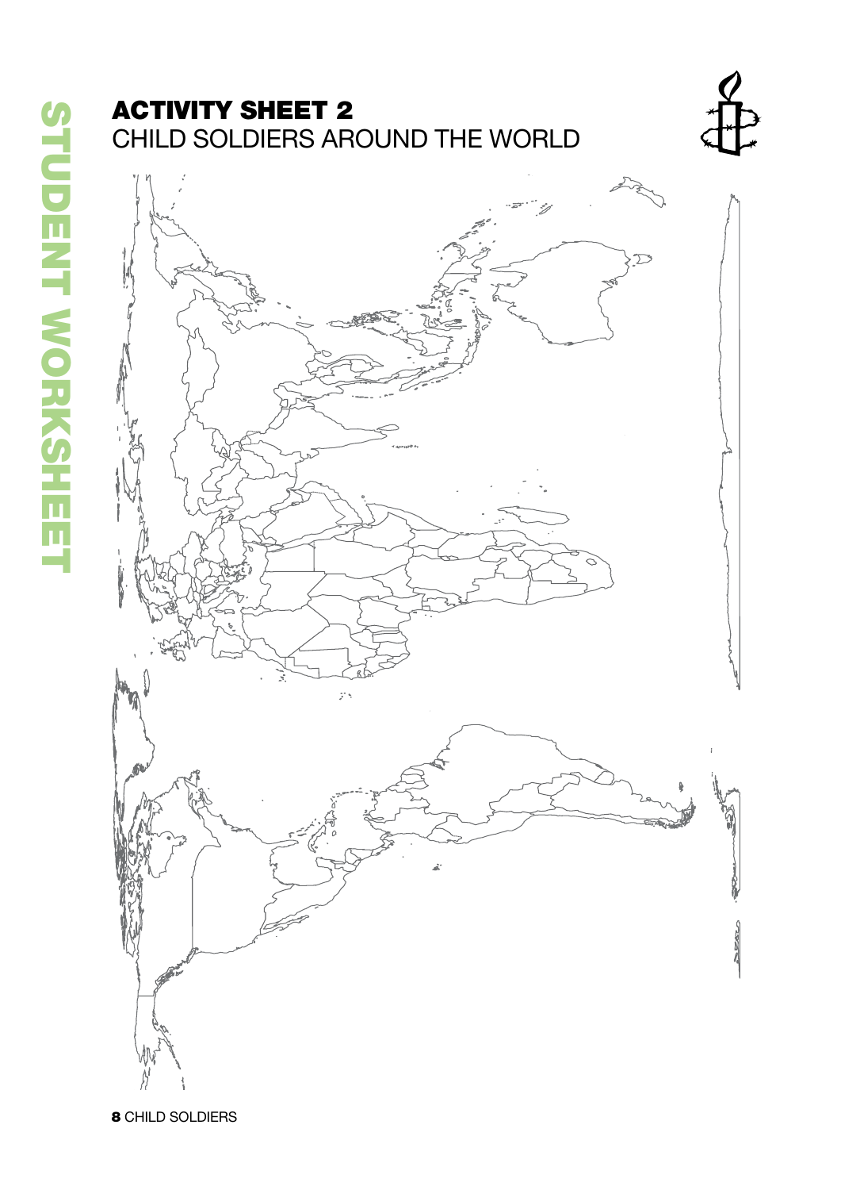# ACTIVITY SHEET 2

## CHILD SOLDIERS AROUND THE WORLD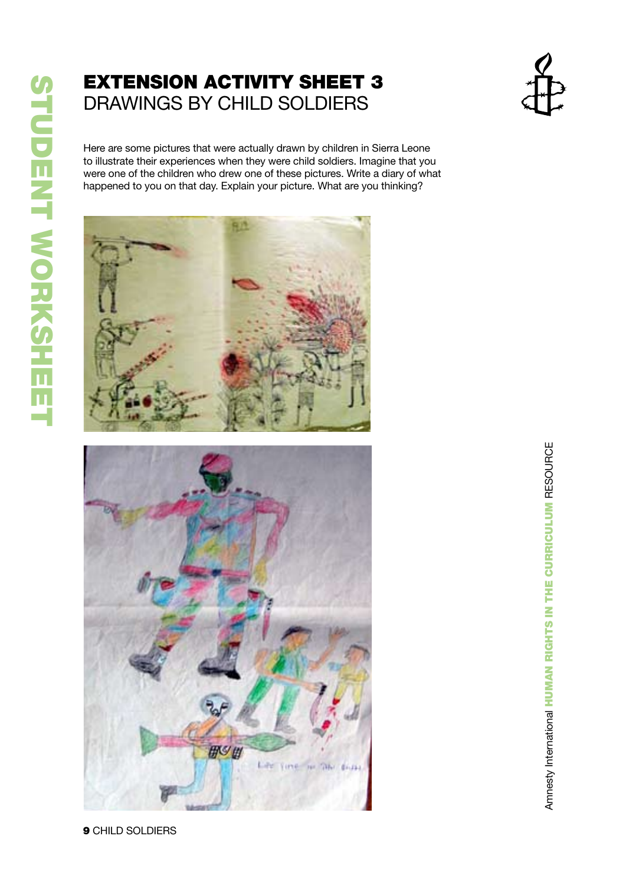# EXTENSION ACTIVITY SHEET 3
## DRAWINGS BY CHILD SOLDIERS

Here are some pictures that were actually drawn by children in Sierra Leone to illustrate their experiences when they were child soldiers. Imagine that you were one of the children who drew one of these pictures. Write a diary of what happened to you on that day. Explain your picture. What are you thinking?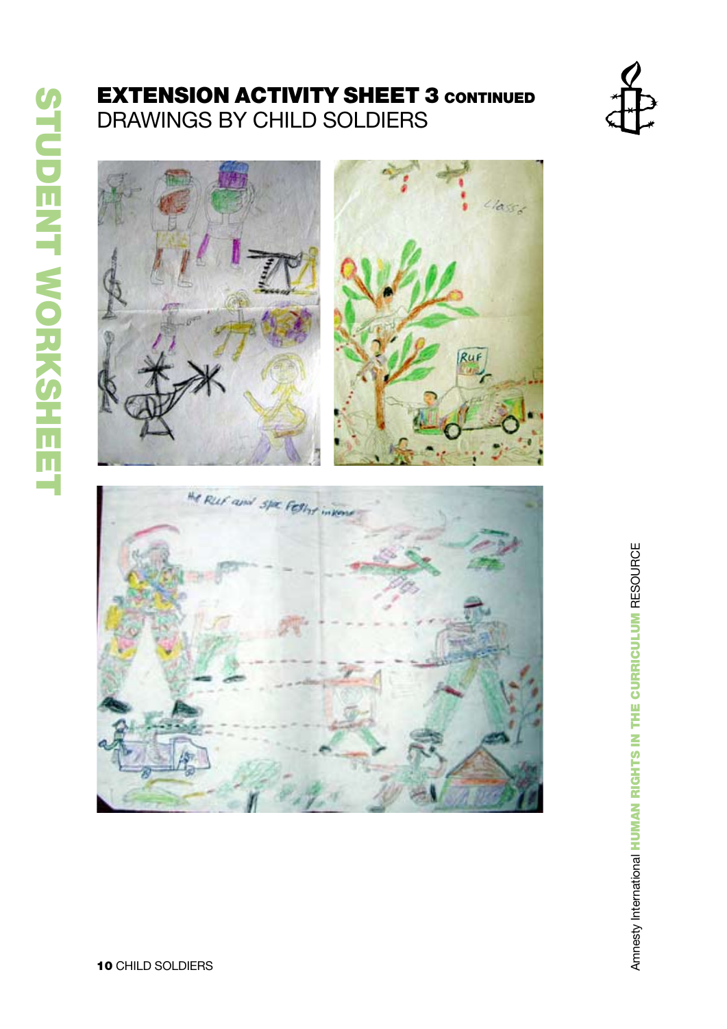# EXTENSION ACTIVITY SHEET 3 CONTINUED
## DRAWINGS BY CHILD SOLDIERS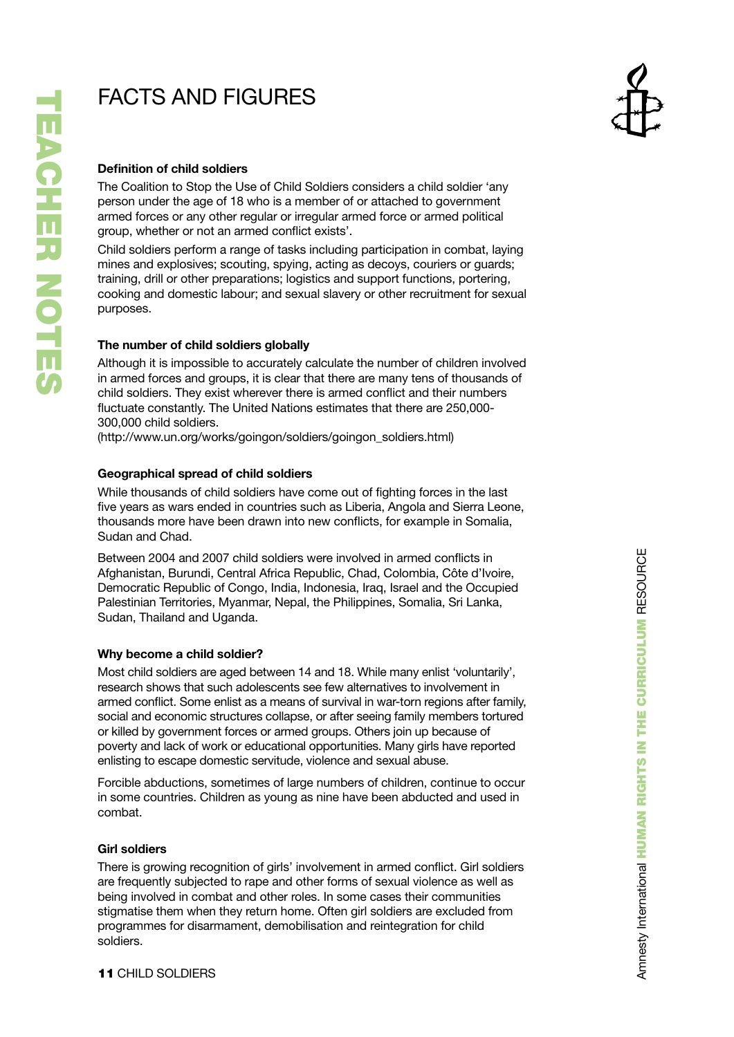# FACTS AND FIGURES

### Definition of child soldiers

The Coalition to Stop the Use of Child Soldiers considers a child soldier 'any person under the age of 18 who is a member of or attached to government armed forces or any other regular or irregular armed force or armed political group, whether or not an armed conflict exists'.

Child soldiers perform a range of tasks including participation in combat, laying mines and explosives; scouting, spying, acting as decoys, couriers or guards; training, drill or other preparations; logistics and support functions, portering, cooking and domestic labour; and sexual slavery or other recruitment for sexual purposes.

### The number of child soldiers globally

Although it is impossible to accurately calculate the number of children involved in armed forces and groups, it is clear that there are many tens of thousands of child soldiers. They exist wherever there is armed conflict and their numbers fluctuate constantly. The United Nations estimates that there are 250,000-300,000 child soldiers.
(http://www.un.org/works/goingon/soldiers/goingon_soldiers.html)

### Geographical spread of child soldiers

While thousands of child soldiers have come out of fighting forces in the last five years as wars ended in countries such as Liberia, Angola and Sierra Leone, thousands more have been drawn into new conflicts, for example in Somalia, Sudan and Chad.

Between 2004 and 2007 child soldiers were involved in armed conflicts in Afghanistan, Burundi, Central Africa Republic, Chad, Colombia, Côte d'Ivoire, Democratic Republic of Congo, India, Indonesia, Iraq, Israel and the Occupied Palestinian Territories, Myanmar, Nepal, the Philippines, Somalia, Sri Lanka, Sudan, Thailand and Uganda.

### Why become a child soldier?

Most child soldiers are aged between 14 and 18. While many enlist 'voluntarily', research shows that such adolescents see few alternatives to involvement in armed conflict. Some enlist as a means of survival in war-torn regions after family, social and economic structures collapse, or after seeing family members tortured or killed by government forces or armed groups. Others join up because of poverty and lack of work or educational opportunities. Many girls have reported enlisting to escape domestic servitude, violence and sexual abuse.

Forcible abductions, sometimes of large numbers of children, continue to occur in some countries. Children as young as nine have been abducted and used in combat.

### Girl soldiers

There is growing recognition of girls' involvement in armed conflict. Girl soldiers are frequently subjected to rape and other forms of sexual violence as well as being involved in combat and other roles. In some cases their communities stigmatise them when they return home. Often girl soldiers are excluded from programmes for disarmament, demobilisation and reintegration for child soldiers.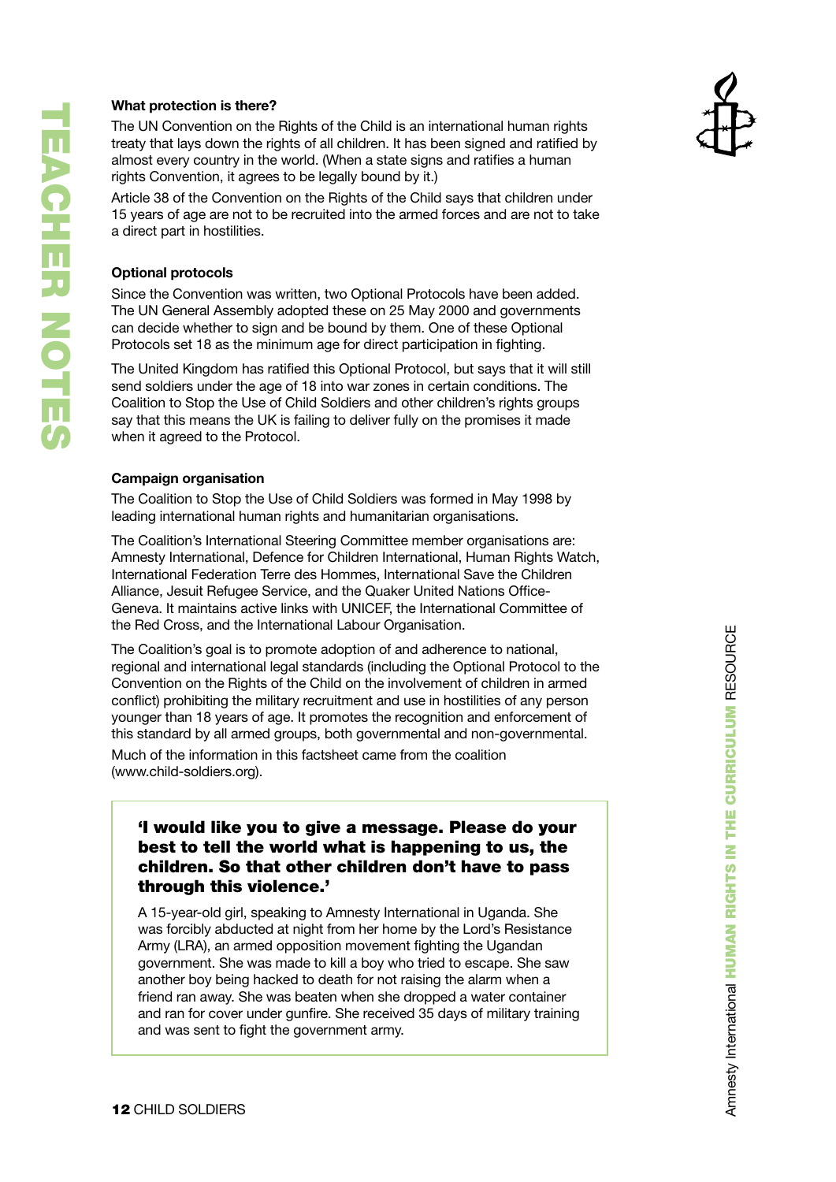### What protection is there?

The UN Convention on the Rights of the Child is an international human rights treaty that lays down the rights of all children. It has been signed and ratified by almost every country in the world. (When a state signs and ratifies a human rights Convention, it agrees to be legally bound by it.)

Article 38 of the Convention on the Rights of the Child says that children under 15 years of age are not to be recruited into the armed forces and are not to take a direct part in hostilities.

### Optional protocols

Since the Convention was written, two Optional Protocols have been added. The UN General Assembly adopted these on 25 May 2000 and governments can decide whether to sign and be bound by them. One of these Optional Protocols set 18 as the minimum age for direct participation in fighting.

The United Kingdom has ratified this Optional Protocol, but says that it will still send soldiers under the age of 18 into war zones in certain conditions. The Coalition to Stop the Use of Child Soldiers and other children's rights groups say that this means the UK is failing to deliver fully on the promises it made when it agreed to the Protocol.

### Campaign organisation

The Coalition to Stop the Use of Child Soldiers was formed in May 1998 by leading international human rights and humanitarian organisations.

The Coalition's International Steering Committee member organisations are: Amnesty International, Defence for Children International, Human Rights Watch, International Federation Terre des Hommes, International Save the Children Alliance, Jesuit Refugee Service, and the Quaker United Nations Office-Geneva. It maintains active links with UNICEF, the International Committee of the Red Cross, and the International Labour Organisation.

The Coalition's goal is to promote adoption of and adherence to national, regional and international legal standards (including the Optional Protocol to the Convention on the Rights of the Child on the involvement of children in armed conflict) prohibiting the military recruitment and use in hostilities of any person younger than 18 years of age. It promotes the recognition and enforcement of this standard by all armed groups, both governmental and non-governmental.

Much of the information in this factsheet came from the coalition (www.child-soldiers.org).

**'I would like you to give a message. Please do your best to tell the world what is happening to us, the children. So that other children don't have to pass through this violence.'**

A 15-year-old girl, speaking to Amnesty International in Uganda. She was forcibly abducted at night from her home by the Lord's Resistance Army (LRA), an armed opposition movement fighting the Ugandan government. She was made to kill a boy who tried to escape. She saw another boy being hacked to death for not raising the alarm when a friend ran away. She was beaten when she dropped a water container and ran for cover under gunfire. She received 35 days of military training and was sent to fight the government army.